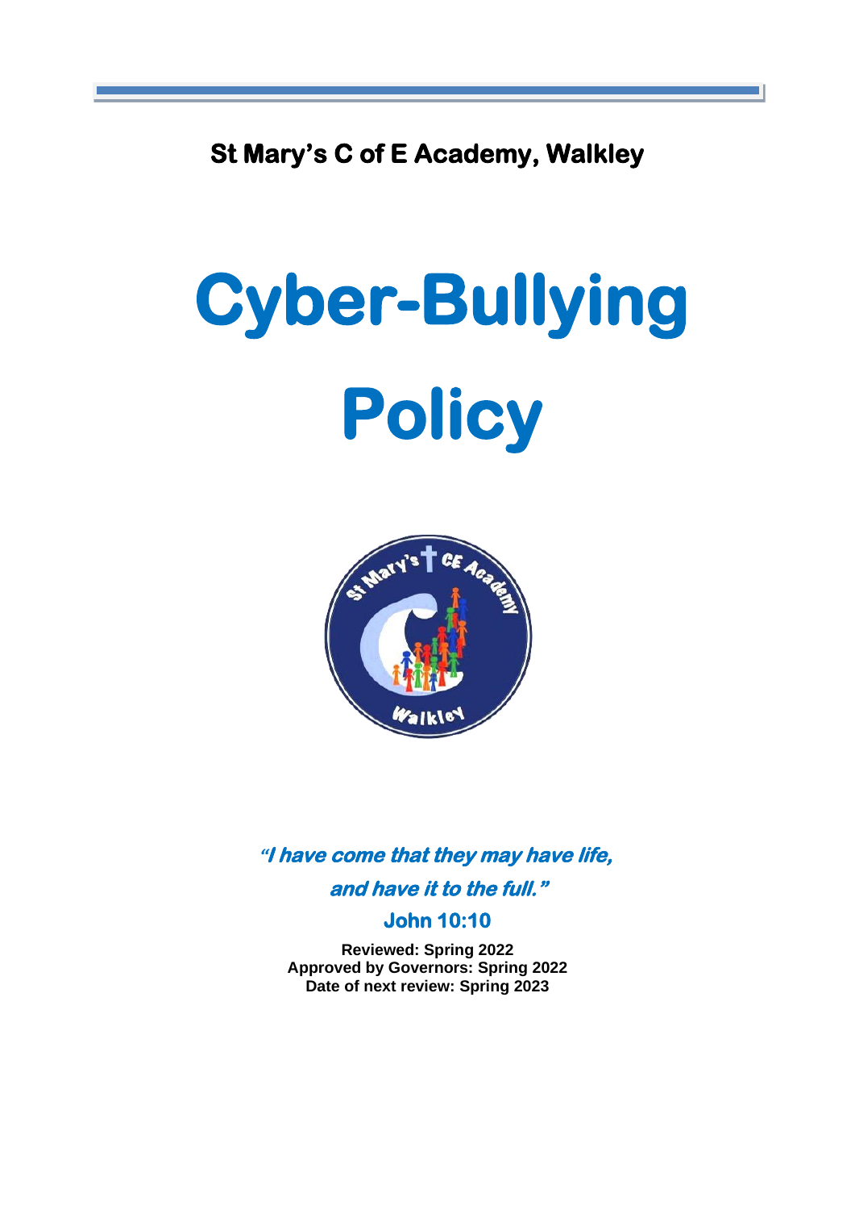**St Mary's C of E Academy, Walkley**

# Cyber-Bullying Policy

***"I have come that they may have life, and have it to the full."***

**John 10:10**

**Reviewed: Spring 2022**
**Approved by Governors: Spring 2022**
**Date of next review: Spring 2023**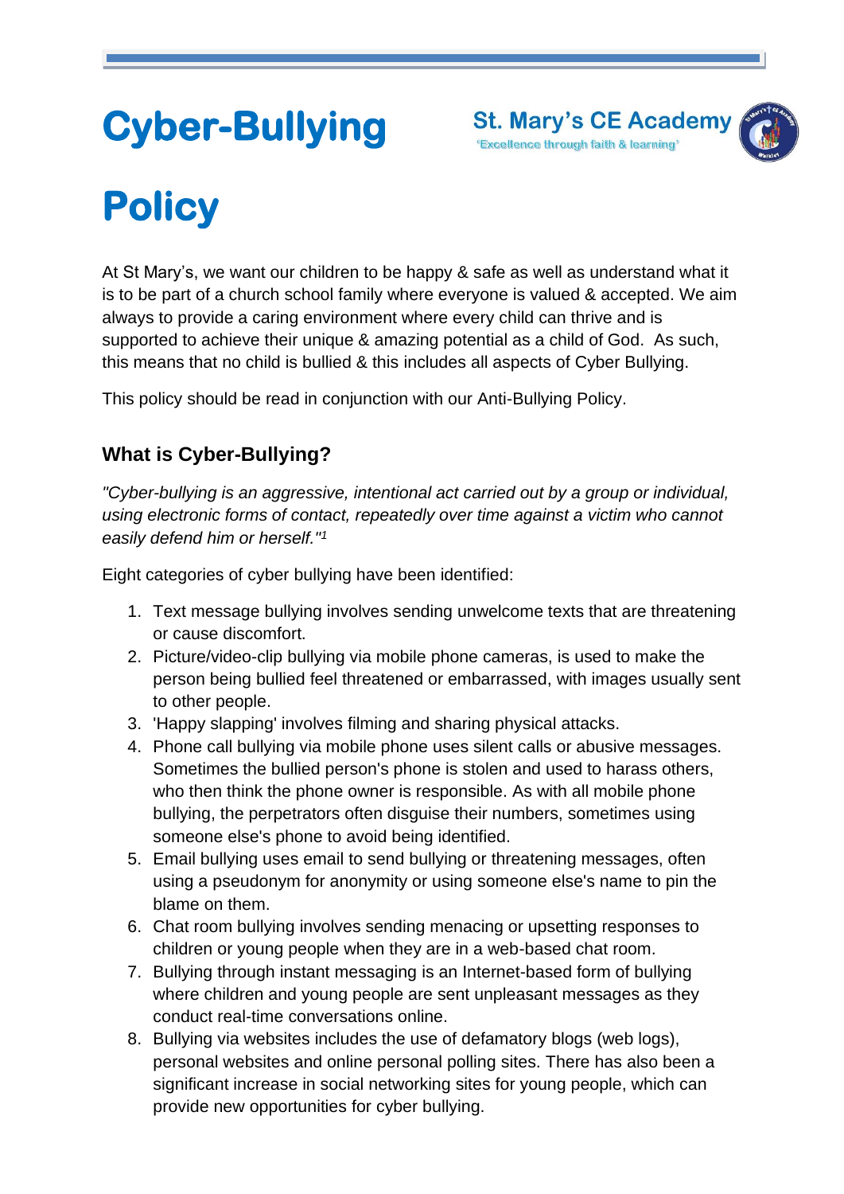# Cyber-Bullying Policy

St. Mary's CE Academy
'Excellence through faith & learning'

At St Mary's, we want our children to be happy & safe as well as understand what it is to be part of a church school family where everyone is valued & accepted. We aim always to provide a caring environment where every child can thrive and is supported to achieve their unique & amazing potential as a child of God. As such, this means that no child is bullied & this includes all aspects of Cyber Bullying.

This policy should be read in conjunction with our Anti-Bullying Policy.

## What is Cyber-Bullying?

*"Cyber-bullying is an aggressive, intentional act carried out by a group or individual, using electronic forms of contact, repeatedly over time against a victim who cannot easily defend him or herself."*[1]

Eight categories of cyber bullying have been identified:

1. Text message bullying involves sending unwelcome texts that are threatening or cause discomfort.
2. Picture/video-clip bullying via mobile phone cameras, is used to make the person being bullied feel threatened or embarrassed, with images usually sent to other people.
3. 'Happy slapping' involves filming and sharing physical attacks.
4. Phone call bullying via mobile phone uses silent calls or abusive messages. Sometimes the bullied person's phone is stolen and used to harass others, who then think the phone owner is responsible. As with all mobile phone bullying, the perpetrators often disguise their numbers, sometimes using someone else's phone to avoid being identified.
5. Email bullying uses email to send bullying or threatening messages, often using a pseudonym for anonymity or using someone else's name to pin the blame on them.
6. Chat room bullying involves sending menacing or upsetting responses to children or young people when they are in a web-based chat room.
7. Bullying through instant messaging is an Internet-based form of bullying where children and young people are sent unpleasant messages as they conduct real-time conversations online.
8. Bullying via websites includes the use of defamatory blogs (web logs), personal websites and online personal polling sites. There has also been a significant increase in social networking sites for young people, which can provide new opportunities for cyber bullying.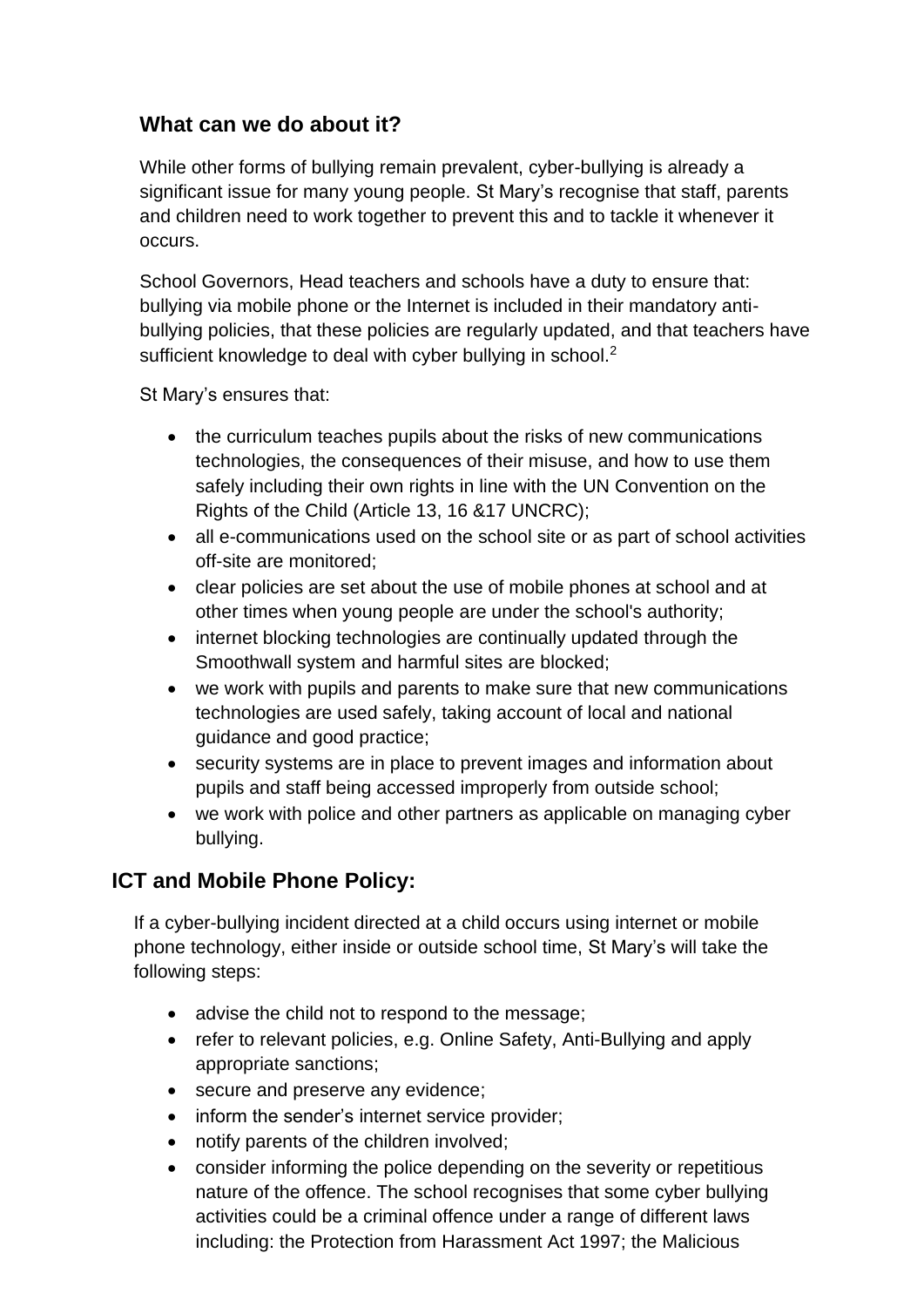## What can we do about it?

While other forms of bullying remain prevalent, cyber-bullying is already a significant issue for many young people. St Mary's recognise that staff, parents and children need to work together to prevent this and to tackle it whenever it occurs.

School Governors, Head teachers and schools have a duty to ensure that: bullying via mobile phone or the Internet is included in their mandatory anti-bullying policies, that these policies are regularly updated, and that teachers have sufficient knowledge to deal with cyber bullying in school.[2]

St Mary's ensures that:

- the curriculum teaches pupils about the risks of new communications technologies, the consequences of their misuse, and how to use them safely including their own rights in line with the UN Convention on the Rights of the Child (Article 13, 16 &17 UNCRC);
- all e-communications used on the school site or as part of school activities off-site are monitored;
- clear policies are set about the use of mobile phones at school and at other times when young people are under the school's authority;
- internet blocking technologies are continually updated through the Smoothwall system and harmful sites are blocked;
- we work with pupils and parents to make sure that new communications technologies are used safely, taking account of local and national guidance and good practice;
- security systems are in place to prevent images and information about pupils and staff being accessed improperly from outside school;
- we work with police and other partners as applicable on managing cyber bullying.

## ICT and Mobile Phone Policy:

If a cyber-bullying incident directed at a child occurs using internet or mobile phone technology, either inside or outside school time, St Mary's will take the following steps:

- advise the child not to respond to the message;
- refer to relevant policies, e.g. Online Safety, Anti-Bullying and apply appropriate sanctions;
- secure and preserve any evidence;
- inform the sender's internet service provider;
- notify parents of the children involved;
- consider informing the police depending on the severity or repetitious nature of the offence. The school recognises that some cyber bullying activities could be a criminal offence under a range of different laws including: the Protection from Harassment Act 1997; the Malicious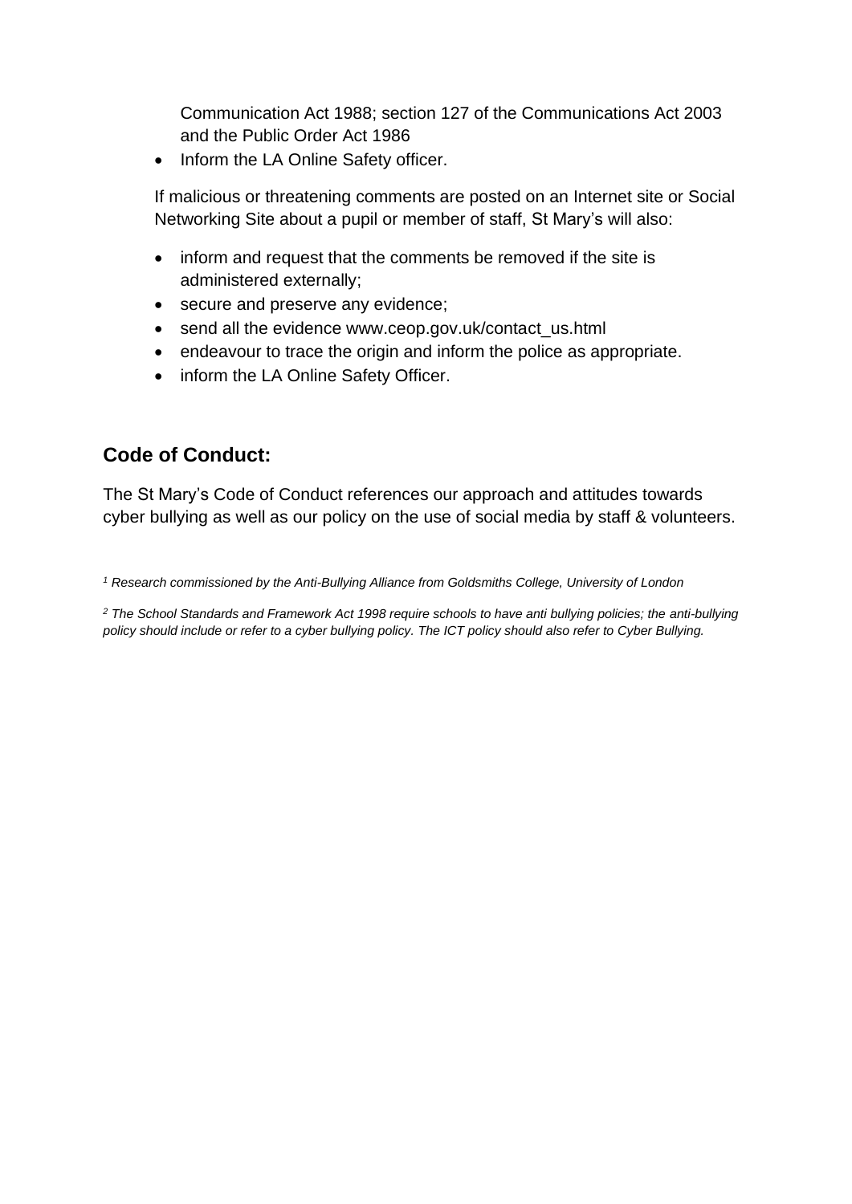Communication Act 1988; section 127 of the Communications Act 2003 and the Public Order Act 1986

- Inform the LA Online Safety officer.

If malicious or threatening comments are posted on an Internet site or Social Networking Site about a pupil or member of staff, St Mary's will also:

- inform and request that the comments be removed if the site is administered externally;
- secure and preserve any evidence;
- send all the evidence www.ceop.gov.uk/contact_us.html
- endeavour to trace the origin and inform the police as appropriate.
- inform the LA Online Safety Officer.

## Code of Conduct:

The St Mary's Code of Conduct references our approach and attitudes towards cyber bullying as well as our policy on the use of social media by staff & volunteers.

*[1] Research commissioned by the Anti-Bullying Alliance from Goldsmiths College, University of London*

*[2] The School Standards and Framework Act 1998 require schools to have anti bullying policies; the anti-bullying policy should include or refer to a cyber bullying policy. The ICT policy should also refer to Cyber Bullying.*